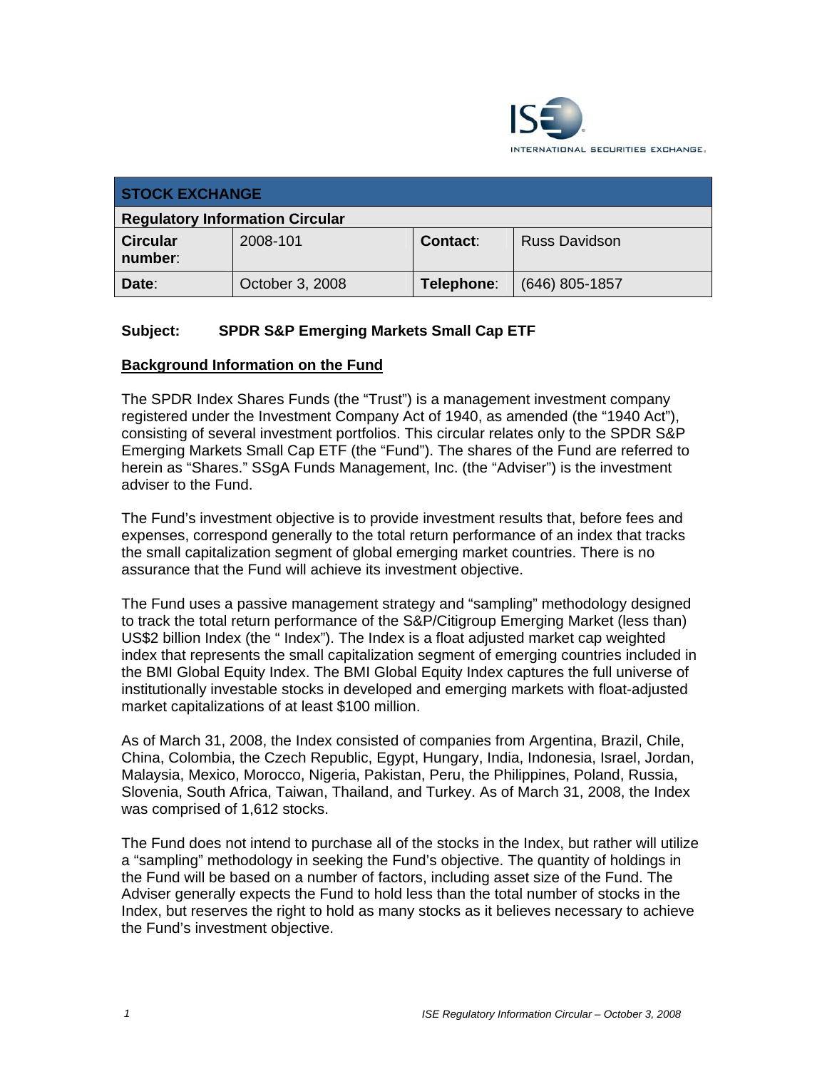INTERNATIONAL SECURITIES EXCHANGE.

| STOCK EXCHANGE | | | |
|---|---|---|---|
| **Regulatory Information Circular** | | | |
| **Circular number**: | 2008-101 | **Contact**: | Russ Davidson |
| **Date**: | October 3, 2008 | **Telephone**: | (646) 805-1857 |

**Subject: SPDR S&P Emerging Markets Small Cap ETF**

## Background Information on the Fund

The SPDR Index Shares Funds (the "Trust") is a management investment company registered under the Investment Company Act of 1940, as amended (the "1940 Act"), consisting of several investment portfolios. This circular relates only to the SPDR S&P Emerging Markets Small Cap ETF (the "Fund"). The shares of the Fund are referred to herein as "Shares." SSgA Funds Management, Inc. (the "Adviser") is the investment adviser to the Fund.

The Fund's investment objective is to provide investment results that, before fees and expenses, correspond generally to the total return performance of an index that tracks the small capitalization segment of global emerging market countries. There is no assurance that the Fund will achieve its investment objective.

The Fund uses a passive management strategy and "sampling" methodology designed to track the total return performance of the S&P/Citigroup Emerging Market (less than) US$2 billion Index (the " Index"). The Index is a float adjusted market cap weighted index that represents the small capitalization segment of emerging countries included in the BMI Global Equity Index. The BMI Global Equity Index captures the full universe of institutionally investable stocks in developed and emerging markets with float-adjusted market capitalizations of at least $100 million.

As of March 31, 2008, the Index consisted of companies from Argentina, Brazil, Chile, China, Colombia, the Czech Republic, Egypt, Hungary, India, Indonesia, Israel, Jordan, Malaysia, Mexico, Morocco, Nigeria, Pakistan, Peru, the Philippines, Poland, Russia, Slovenia, South Africa, Taiwan, Thailand, and Turkey. As of March 31, 2008, the Index was comprised of 1,612 stocks.

The Fund does not intend to purchase all of the stocks in the Index, but rather will utilize a "sampling" methodology in seeking the Fund's objective. The quantity of holdings in the Fund will be based on a number of factors, including asset size of the Fund. The Adviser generally expects the Fund to hold less than the total number of stocks in the Index, but reserves the right to hold as many stocks as it believes necessary to achieve the Fund's investment objective.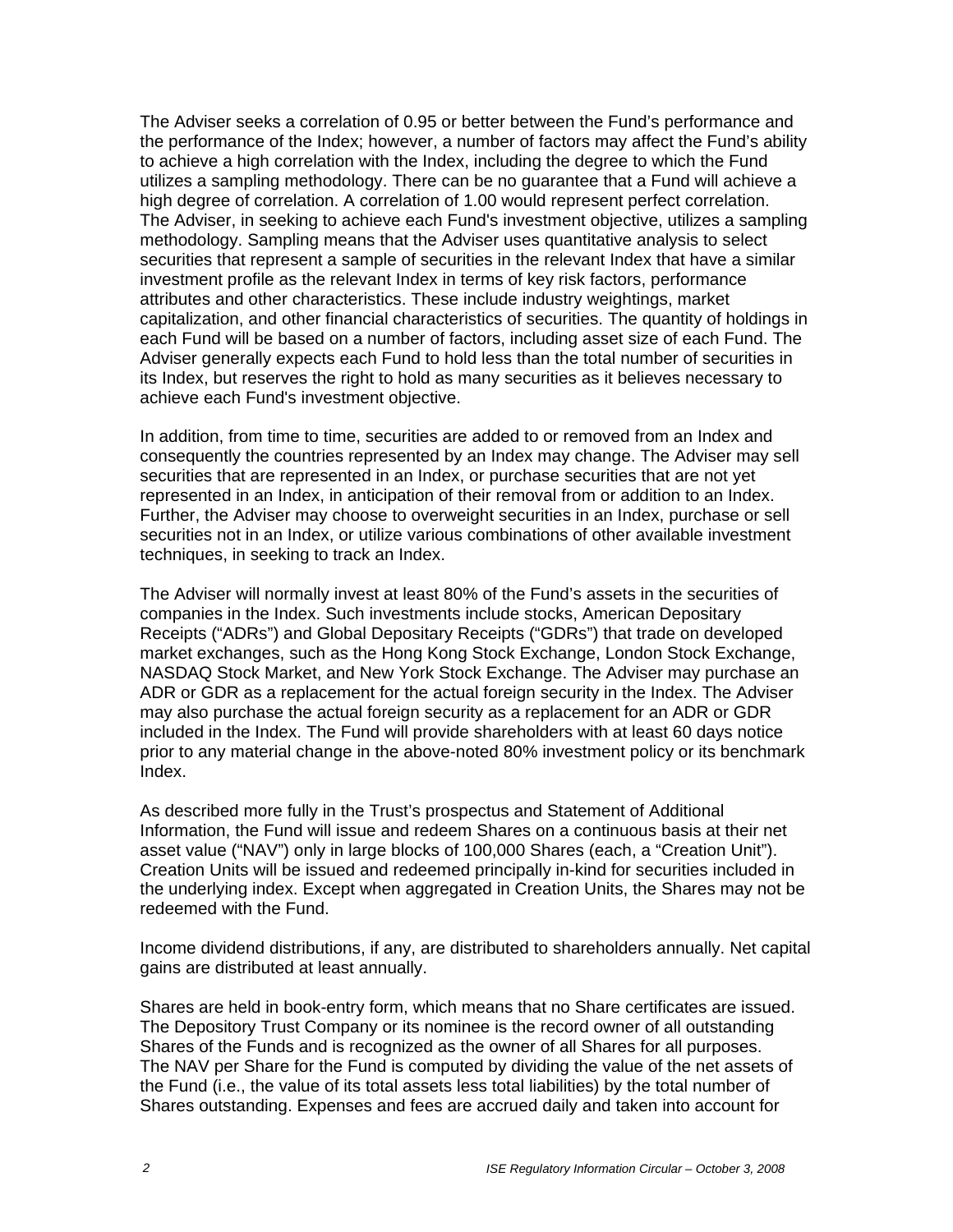The Adviser seeks a correlation of 0.95 or better between the Fund's performance and the performance of the Index; however, a number of factors may affect the Fund's ability to achieve a high correlation with the Index, including the degree to which the Fund utilizes a sampling methodology. There can be no guarantee that a Fund will achieve a high degree of correlation. A correlation of 1.00 would represent perfect correlation. The Adviser, in seeking to achieve each Fund's investment objective, utilizes a sampling methodology. Sampling means that the Adviser uses quantitative analysis to select securities that represent a sample of securities in the relevant Index that have a similar investment profile as the relevant Index in terms of key risk factors, performance attributes and other characteristics. These include industry weightings, market capitalization, and other financial characteristics of securities. The quantity of holdings in each Fund will be based on a number of factors, including asset size of each Fund. The Adviser generally expects each Fund to hold less than the total number of securities in its Index, but reserves the right to hold as many securities as it believes necessary to achieve each Fund's investment objective.

In addition, from time to time, securities are added to or removed from an Index and consequently the countries represented by an Index may change. The Adviser may sell securities that are represented in an Index, or purchase securities that are not yet represented in an Index, in anticipation of their removal from or addition to an Index. Further, the Adviser may choose to overweight securities in an Index, purchase or sell securities not in an Index, or utilize various combinations of other available investment techniques, in seeking to track an Index.

The Adviser will normally invest at least 80% of the Fund's assets in the securities of companies in the Index. Such investments include stocks, American Depositary Receipts ("ADRs") and Global Depositary Receipts ("GDRs") that trade on developed market exchanges, such as the Hong Kong Stock Exchange, London Stock Exchange, NASDAQ Stock Market, and New York Stock Exchange. The Adviser may purchase an ADR or GDR as a replacement for the actual foreign security in the Index. The Adviser may also purchase the actual foreign security as a replacement for an ADR or GDR included in the Index. The Fund will provide shareholders with at least 60 days notice prior to any material change in the above-noted 80% investment policy or its benchmark Index.

As described more fully in the Trust's prospectus and Statement of Additional Information, the Fund will issue and redeem Shares on a continuous basis at their net asset value ("NAV") only in large blocks of 100,000 Shares (each, a "Creation Unit"). Creation Units will be issued and redeemed principally in-kind for securities included in the underlying index. Except when aggregated in Creation Units, the Shares may not be redeemed with the Fund.

Income dividend distributions, if any, are distributed to shareholders annually. Net capital gains are distributed at least annually.

Shares are held in book-entry form, which means that no Share certificates are issued. The Depository Trust Company or its nominee is the record owner of all outstanding Shares of the Funds and is recognized as the owner of all Shares for all purposes. The NAV per Share for the Fund is computed by dividing the value of the net assets of the Fund (i.e., the value of its total assets less total liabilities) by the total number of Shares outstanding. Expenses and fees are accrued daily and taken into account for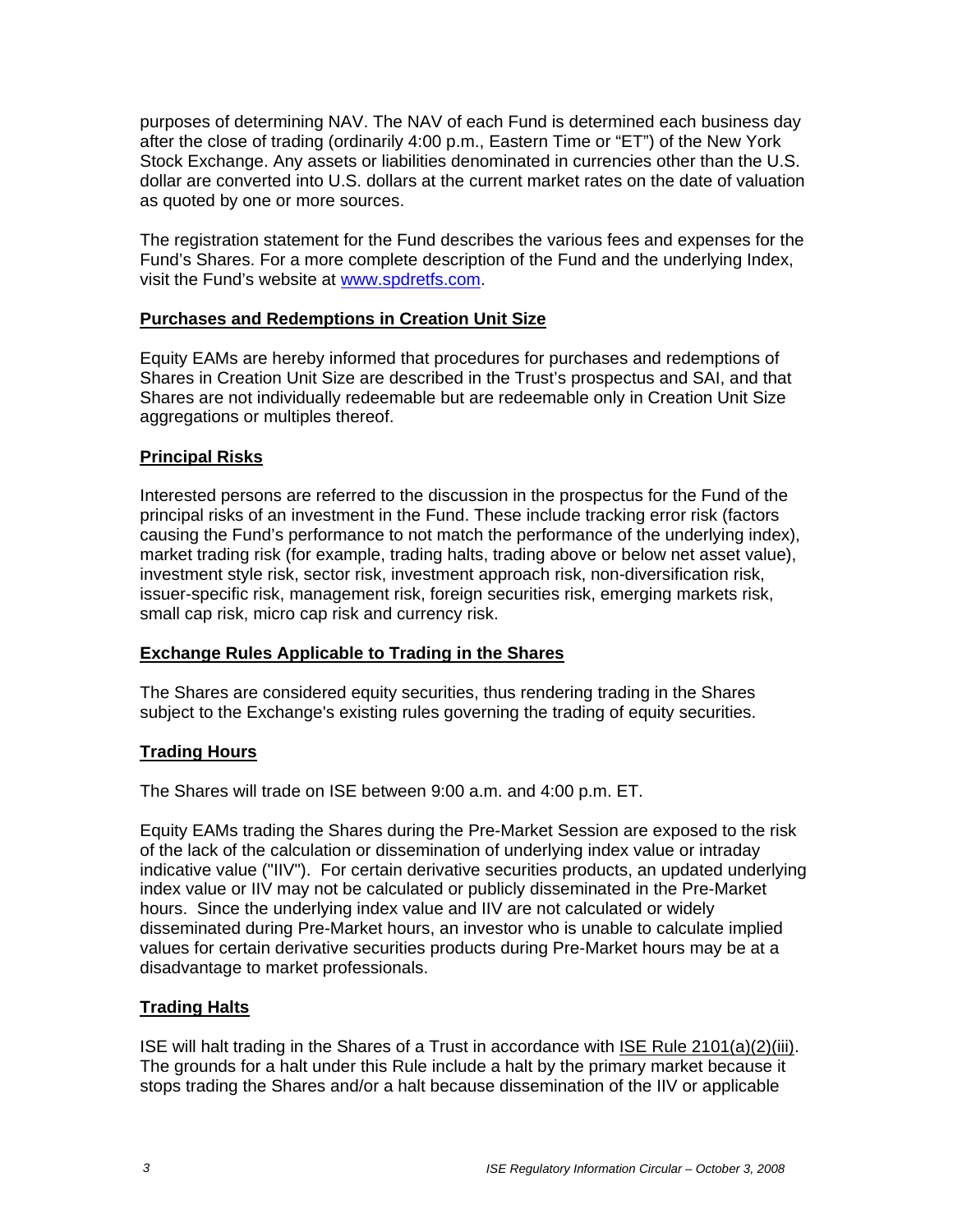purposes of determining NAV. The NAV of each Fund is determined each business day after the close of trading (ordinarily 4:00 p.m., Eastern Time or "ET") of the New York Stock Exchange. Any assets or liabilities denominated in currencies other than the U.S. dollar are converted into U.S. dollars at the current market rates on the date of valuation as quoted by one or more sources.

The registration statement for the Fund describes the various fees and expenses for the Fund's Shares. For a more complete description of the Fund and the underlying Index, visit the Fund's website at [www.spdretfs.com](http://www.spdretfs.com).

**Purchases and Redemptions in Creation Unit Size**

Equity EAMs are hereby informed that procedures for purchases and redemptions of Shares in Creation Unit Size are described in the Trust's prospectus and SAI, and that Shares are not individually redeemable but are redeemable only in Creation Unit Size aggregations or multiples thereof.

**Principal Risks**

Interested persons are referred to the discussion in the prospectus for the Fund of the principal risks of an investment in the Fund. These include tracking error risk (factors causing the Fund's performance to not match the performance of the underlying index), market trading risk (for example, trading halts, trading above or below net asset value), investment style risk, sector risk, investment approach risk, non-diversification risk, issuer-specific risk, management risk, foreign securities risk, emerging markets risk, small cap risk, micro cap risk and currency risk.

**Exchange Rules Applicable to Trading in the Shares**

The Shares are considered equity securities, thus rendering trading in the Shares subject to the Exchange's existing rules governing the trading of equity securities.

**Trading Hours**

The Shares will trade on ISE between 9:00 a.m. and 4:00 p.m. ET.

Equity EAMs trading the Shares during the Pre-Market Session are exposed to the risk of the lack of the calculation or dissemination of underlying index value or intraday indicative value ("IIV"). For certain derivative securities products, an updated underlying index value or IIV may not be calculated or publicly disseminated in the Pre-Market hours. Since the underlying index value and IIV are not calculated or widely disseminated during Pre-Market hours, an investor who is unable to calculate implied values for certain derivative securities products during Pre-Market hours may be at a disadvantage to market professionals.

**Trading Halts**

ISE will halt trading in the Shares of a Trust in accordance with ISE Rule 2101(a)(2)(iii). The grounds for a halt under this Rule include a halt by the primary market because it stops trading the Shares and/or a halt because dissemination of the IIV or applicable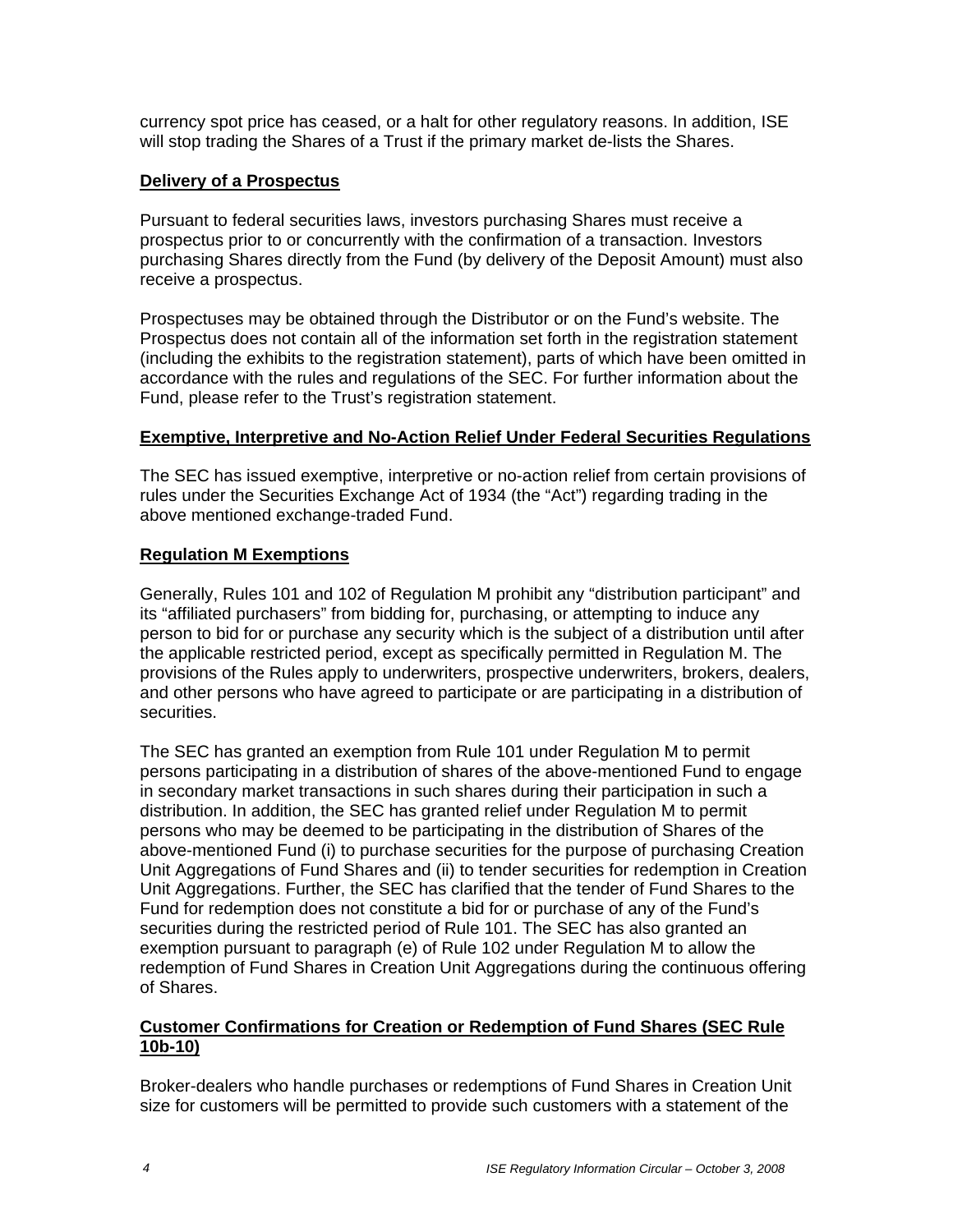currency spot price has ceased, or a halt for other regulatory reasons. In addition, ISE will stop trading the Shares of a Trust if the primary market de-lists the Shares.

## Delivery of a Prospectus

Pursuant to federal securities laws, investors purchasing Shares must receive a prospectus prior to or concurrently with the confirmation of a transaction. Investors purchasing Shares directly from the Fund (by delivery of the Deposit Amount) must also receive a prospectus.

Prospectuses may be obtained through the Distributor or on the Fund's website. The Prospectus does not contain all of the information set forth in the registration statement (including the exhibits to the registration statement), parts of which have been omitted in accordance with the rules and regulations of the SEC. For further information about the Fund, please refer to the Trust's registration statement.

## Exemptive, Interpretive and No-Action Relief Under Federal Securities Regulations

The SEC has issued exemptive, interpretive or no-action relief from certain provisions of rules under the Securities Exchange Act of 1934 (the "Act") regarding trading in the above mentioned exchange-traded Fund.

## Regulation M Exemptions

Generally, Rules 101 and 102 of Regulation M prohibit any "distribution participant" and its "affiliated purchasers" from bidding for, purchasing, or attempting to induce any person to bid for or purchase any security which is the subject of a distribution until after the applicable restricted period, except as specifically permitted in Regulation M. The provisions of the Rules apply to underwriters, prospective underwriters, brokers, dealers, and other persons who have agreed to participate or are participating in a distribution of securities.

The SEC has granted an exemption from Rule 101 under Regulation M to permit persons participating in a distribution of shares of the above-mentioned Fund to engage in secondary market transactions in such shares during their participation in such a distribution. In addition, the SEC has granted relief under Regulation M to permit persons who may be deemed to be participating in the distribution of Shares of the above-mentioned Fund (i) to purchase securities for the purpose of purchasing Creation Unit Aggregations of Fund Shares and (ii) to tender securities for redemption in Creation Unit Aggregations. Further, the SEC has clarified that the tender of Fund Shares to the Fund for redemption does not constitute a bid for or purchase of any of the Fund's securities during the restricted period of Rule 101. The SEC has also granted an exemption pursuant to paragraph (e) of Rule 102 under Regulation M to allow the redemption of Fund Shares in Creation Unit Aggregations during the continuous offering of Shares.

## Customer Confirmations for Creation or Redemption of Fund Shares (SEC Rule 10b-10)

Broker-dealers who handle purchases or redemptions of Fund Shares in Creation Unit size for customers will be permitted to provide such customers with a statement of the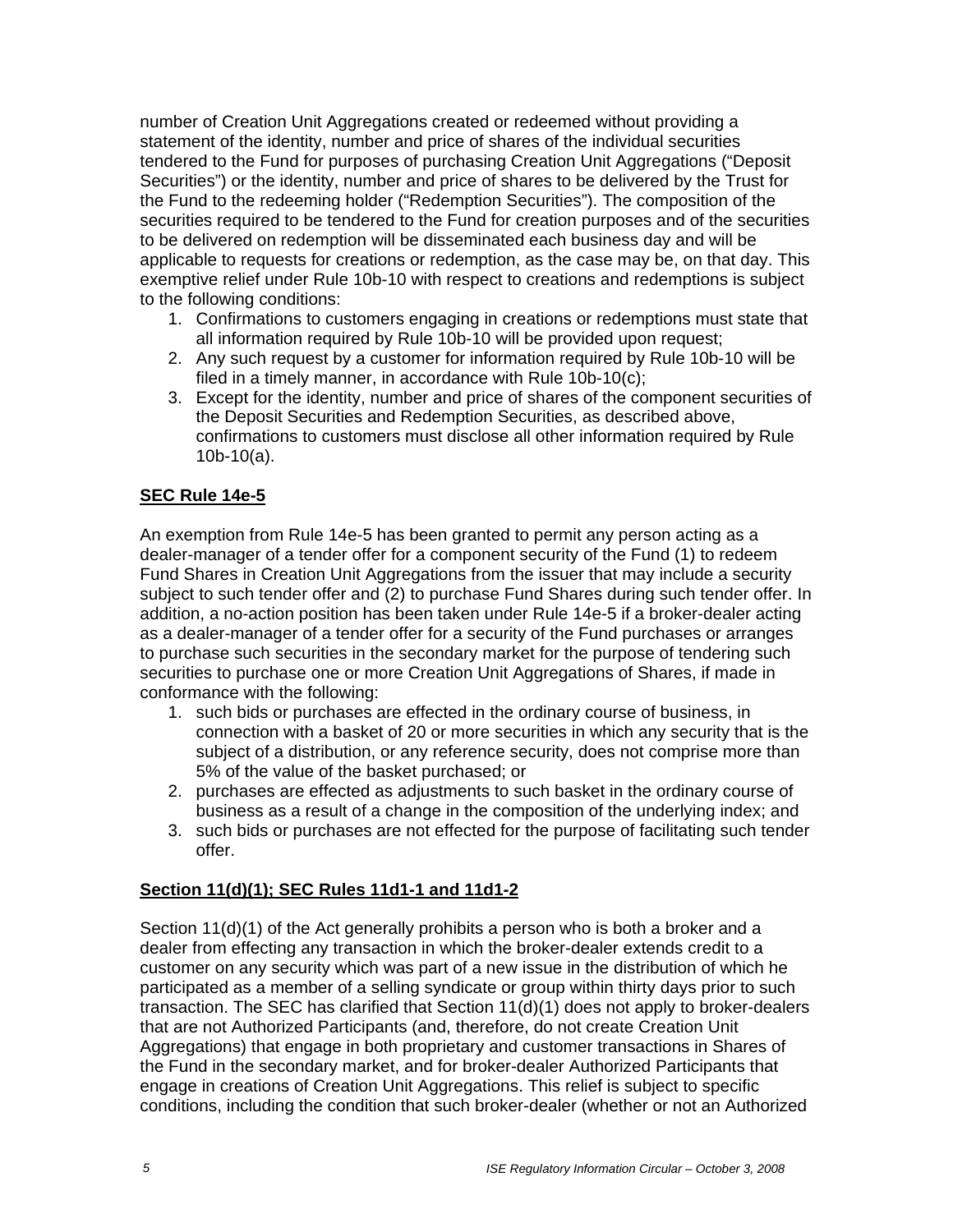number of Creation Unit Aggregations created or redeemed without providing a statement of the identity, number and price of shares of the individual securities tendered to the Fund for purposes of purchasing Creation Unit Aggregations ("Deposit Securities") or the identity, number and price of shares to be delivered by the Trust for the Fund to the redeeming holder ("Redemption Securities"). The composition of the securities required to be tendered to the Fund for creation purposes and of the securities to be delivered on redemption will be disseminated each business day and will be applicable to requests for creations or redemption, as the case may be, on that day. This exemptive relief under Rule 10b-10 with respect to creations and redemptions is subject to the following conditions:

1. Confirmations to customers engaging in creations or redemptions must state that all information required by Rule 10b-10 will be provided upon request;
2. Any such request by a customer for information required by Rule 10b-10 will be filed in a timely manner, in accordance with Rule 10b-10(c);
3. Except for the identity, number and price of shares of the component securities of the Deposit Securities and Redemption Securities, as described above, confirmations to customers must disclose all other information required by Rule 10b-10(a).

**SEC Rule 14e-5**

An exemption from Rule 14e-5 has been granted to permit any person acting as a dealer-manager of a tender offer for a component security of the Fund (1) to redeem Fund Shares in Creation Unit Aggregations from the issuer that may include a security subject to such tender offer and (2) to purchase Fund Shares during such tender offer. In addition, a no-action position has been taken under Rule 14e-5 if a broker-dealer acting as a dealer-manager of a tender offer for a security of the Fund purchases or arranges to purchase such securities in the secondary market for the purpose of tendering such securities to purchase one or more Creation Unit Aggregations of Shares, if made in conformance with the following:

1. such bids or purchases are effected in the ordinary course of business, in connection with a basket of 20 or more securities in which any security that is the subject of a distribution, or any reference security, does not comprise more than 5% of the value of the basket purchased; or
2. purchases are effected as adjustments to such basket in the ordinary course of business as a result of a change in the composition of the underlying index; and
3. such bids or purchases are not effected for the purpose of facilitating such tender offer.

**Section 11(d)(1); SEC Rules 11d1-1 and 11d1-2**

Section 11(d)(1) of the Act generally prohibits a person who is both a broker and a dealer from effecting any transaction in which the broker-dealer extends credit to a customer on any security which was part of a new issue in the distribution of which he participated as a member of a selling syndicate or group within thirty days prior to such transaction. The SEC has clarified that Section 11(d)(1) does not apply to broker-dealers that are not Authorized Participants (and, therefore, do not create Creation Unit Aggregations) that engage in both proprietary and customer transactions in Shares of the Fund in the secondary market, and for broker-dealer Authorized Participants that engage in creations of Creation Unit Aggregations. This relief is subject to specific conditions, including the condition that such broker-dealer (whether or not an Authorized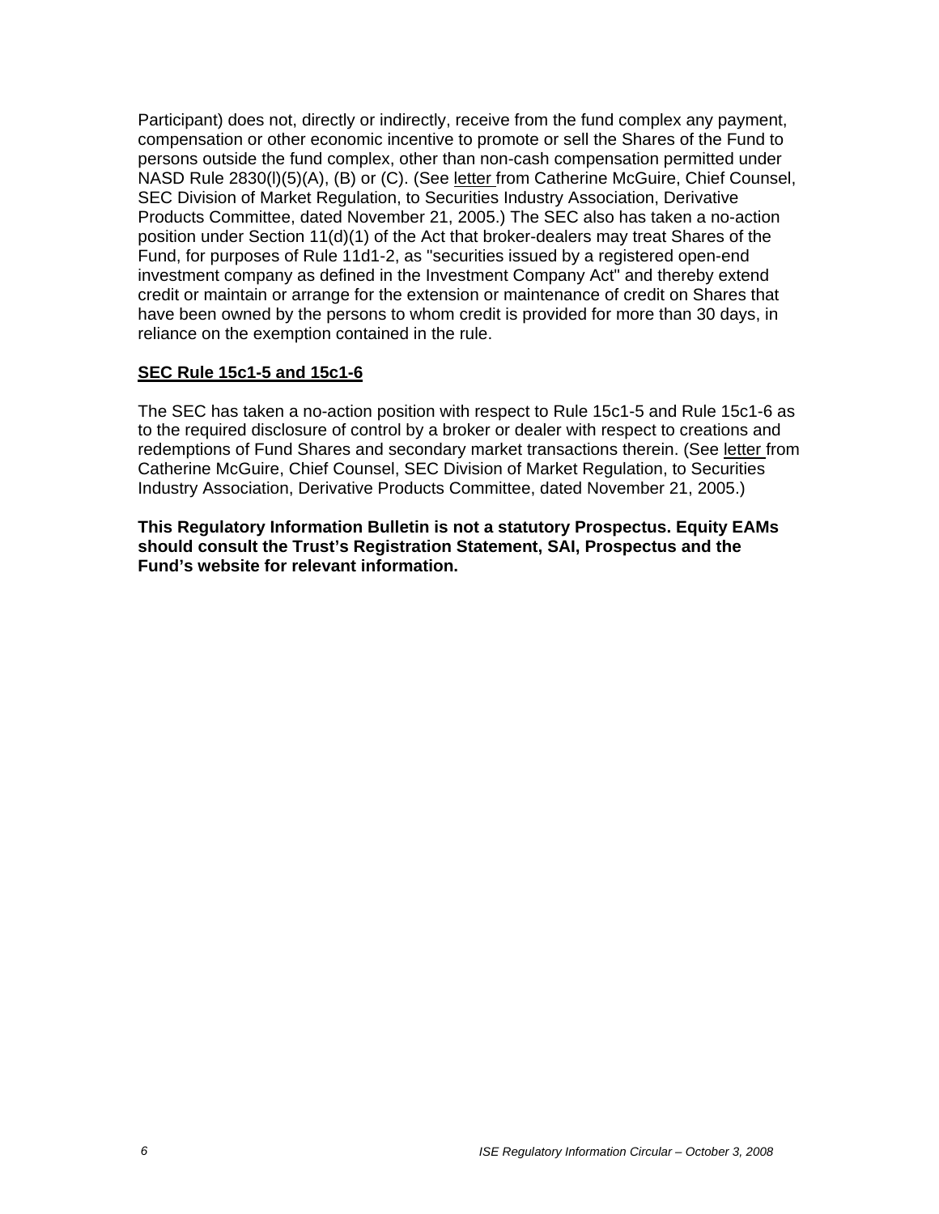Participant) does not, directly or indirectly, receive from the fund complex any payment, compensation or other economic incentive to promote or sell the Shares of the Fund to persons outside the fund complex, other than non-cash compensation permitted under NASD Rule 2830(l)(5)(A), (B) or (C). (See letter from Catherine McGuire, Chief Counsel, SEC Division of Market Regulation, to Securities Industry Association, Derivative Products Committee, dated November 21, 2005.) The SEC also has taken a no-action position under Section 11(d)(1) of the Act that broker-dealers may treat Shares of the Fund, for purposes of Rule 11d1-2, as "securities issued by a registered open-end investment company as defined in the Investment Company Act" and thereby extend credit or maintain or arrange for the extension or maintenance of credit on Shares that have been owned by the persons to whom credit is provided for more than 30 days, in reliance on the exemption contained in the rule.

## SEC Rule 15c1-5 and 15c1-6

The SEC has taken a no-action position with respect to Rule 15c1-5 and Rule 15c1-6 as to the required disclosure of control by a broker or dealer with respect to creations and redemptions of Fund Shares and secondary market transactions therein. (See letter from Catherine McGuire, Chief Counsel, SEC Division of Market Regulation, to Securities Industry Association, Derivative Products Committee, dated November 21, 2005.)

**This Regulatory Information Bulletin is not a statutory Prospectus. Equity EAMs should consult the Trust's Registration Statement, SAI, Prospectus and the Fund's website for relevant information.**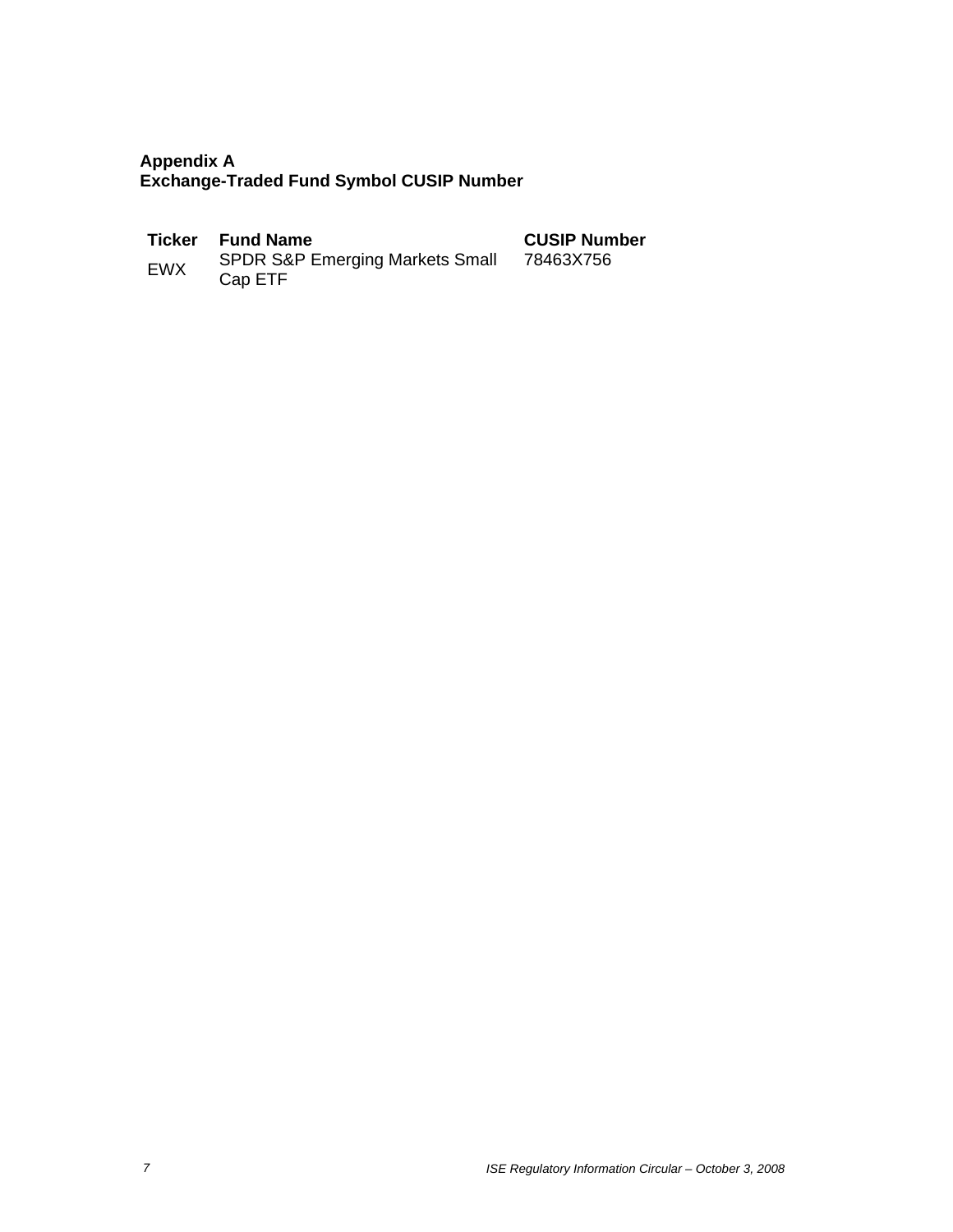**Appendix A**
**Exchange-Traded Fund Symbol CUSIP Number**

| Ticker | Fund Name | CUSIP Number |
| --- | --- | --- |
| EWX | SPDR S&P Emerging Markets Small Cap ETF | 78463X756 |